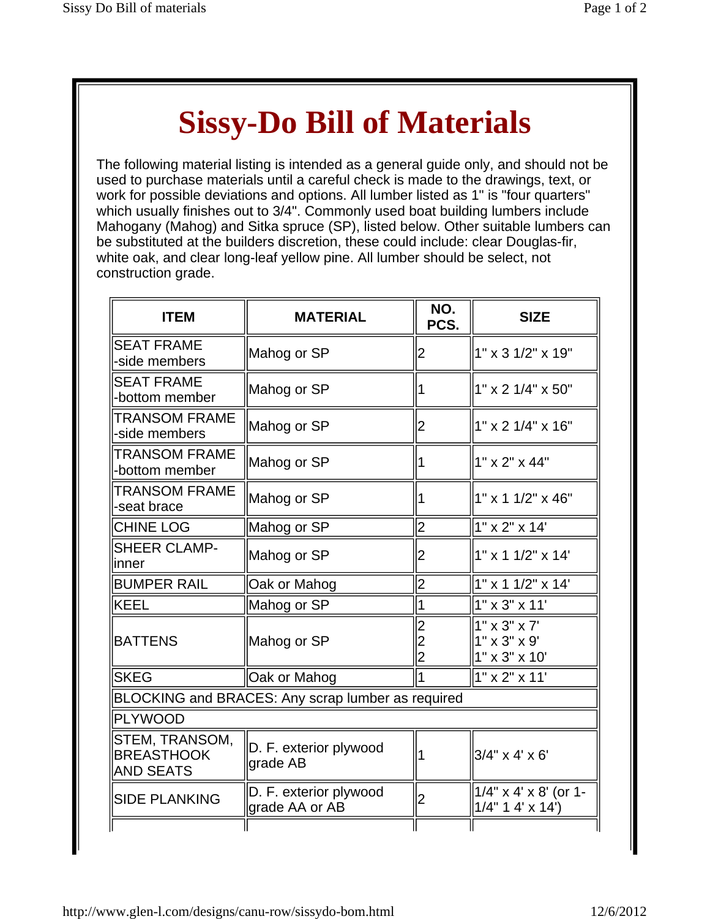# Sissy-Do Bill of Materials

The following material listing is intended as a general guide only, and should not be used to purchase materials until a careful check is made to the drawings, text, or work for possible deviations and options. All lumber listed as 1" is "four quarters" which usually finishes out to 3/4". Commonly used boat building lumbers include Mahogany (Mahog) and Sitka spruce (SP), listed below. Other suitable lumbers can be substituted at the builders discretion, these could include: clear Douglas-fir, white oak, and clear long-leaf yellow pine. All lumber should be select, not construction grade.

| ITEM | MATERIAL | NO. PCS. | SIZE |
|---|---|---|---|
| SEAT FRAME -side members | Mahog or SP | 2 | 1" x 3 1/2" x 19" |
| SEAT FRAME -bottom member | Mahog or SP | 1 | 1" x 2 1/4" x 50" |
| TRANSOM FRAME -side members | Mahog or SP | 2 | 1" x 2 1/4" x 16" |
| TRANSOM FRAME -bottom member | Mahog or SP | 1 | 1" x 2" x 44" |
| TRANSOM FRAME -seat brace | Mahog or SP | 1 | 1" x 1 1/2" x 46" |
| CHINE LOG | Mahog or SP | 2 | 1" x 2" x 14' |
| SHEER CLAMP-inner | Mahog or SP | 2 | 1" x 1 1/2" x 14' |
| BUMPER RAIL | Oak or Mahog | 2 | 1" x 1 1/2" x 14' |
| KEEL | Mahog or SP | 1 | 1" x 3" x 11' |
| BATTENS | Mahog or SP | 2<br>2<br>2 | 1" x 3" x 7'<br>1" x 3" x 9'<br>1" x 3" x 10' |
| SKEG | Oak or Mahog | 1 | 1" x 2" x 11' |
| BLOCKING and BRACES: Any scrap lumber as required | | | |
| PLYWOOD | | | |
| STEM, TRANSOM, BREASTHOOK AND SEATS | D. F. exterior plywood grade AB | 1 | 3/4" x 4' x 6' |
| SIDE PLANKING | D. F. exterior plywood grade AA or AB | 2 | 1/4" x 4' x 8' (or 1-1/4" 1 4' x 14') |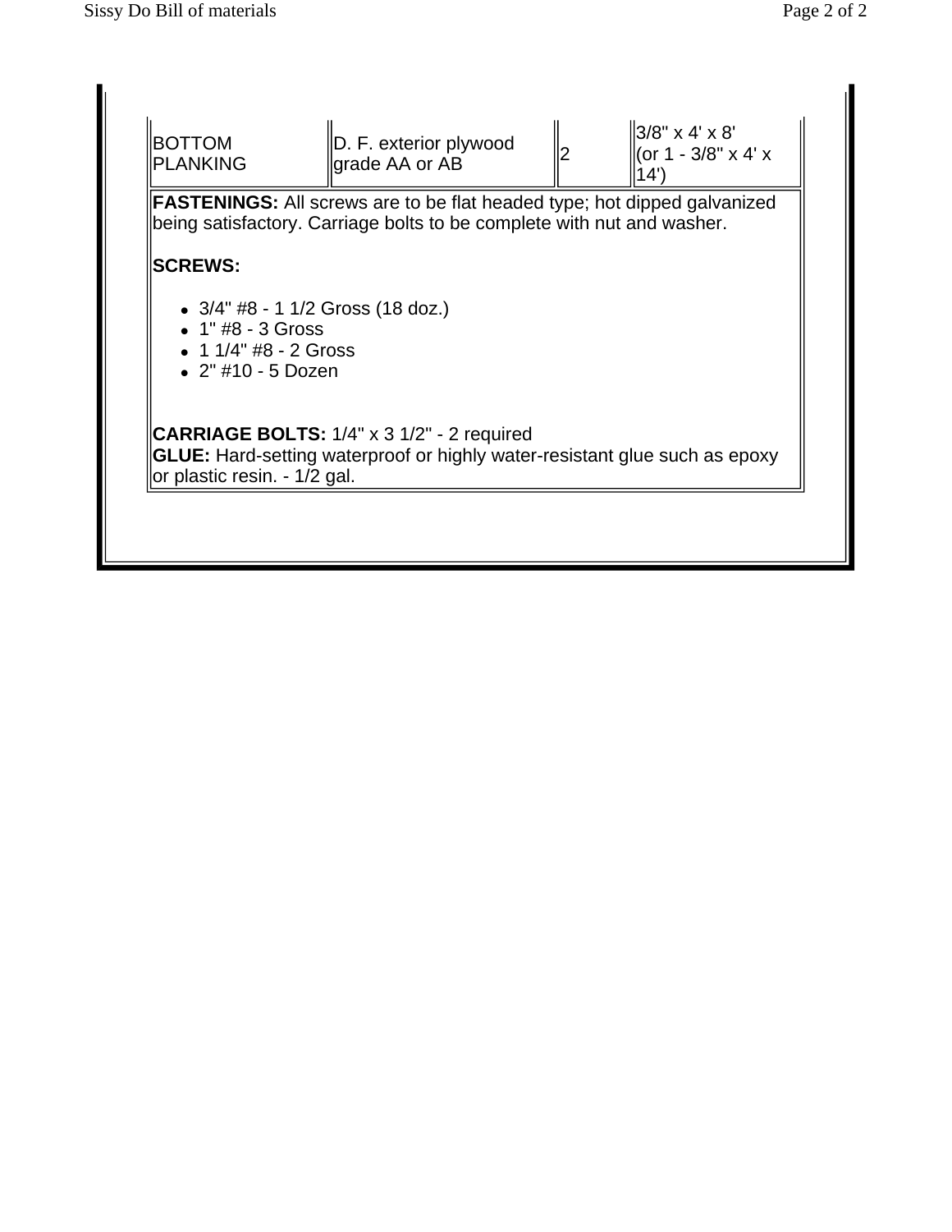| | | | |
|---|---|---|---|
| BOTTOM PLANKING | D. F. exterior plywood grade AA or AB | 2 | 3/8" x 4' x 8' (or 1 - 3/8" x 4' x 14') |

**FASTENINGS:** All screws are to be flat headed type; hot dipped galvanized being satisfactory. Carriage bolts to be complete with nut and washer.

**SCREWS:**

- 3/4" #8 - 1 1/2 Gross (18 doz.)
- 1" #8 - 3 Gross
- 1 1/4" #8 - 2 Gross
- 2" #10 - 5 Dozen

**CARRIAGE BOLTS:** 1/4" x 3 1/2" - 2 required
**GLUE:** Hard-setting waterproof or highly water-resistant glue such as epoxy or plastic resin. - 1/2 gal.